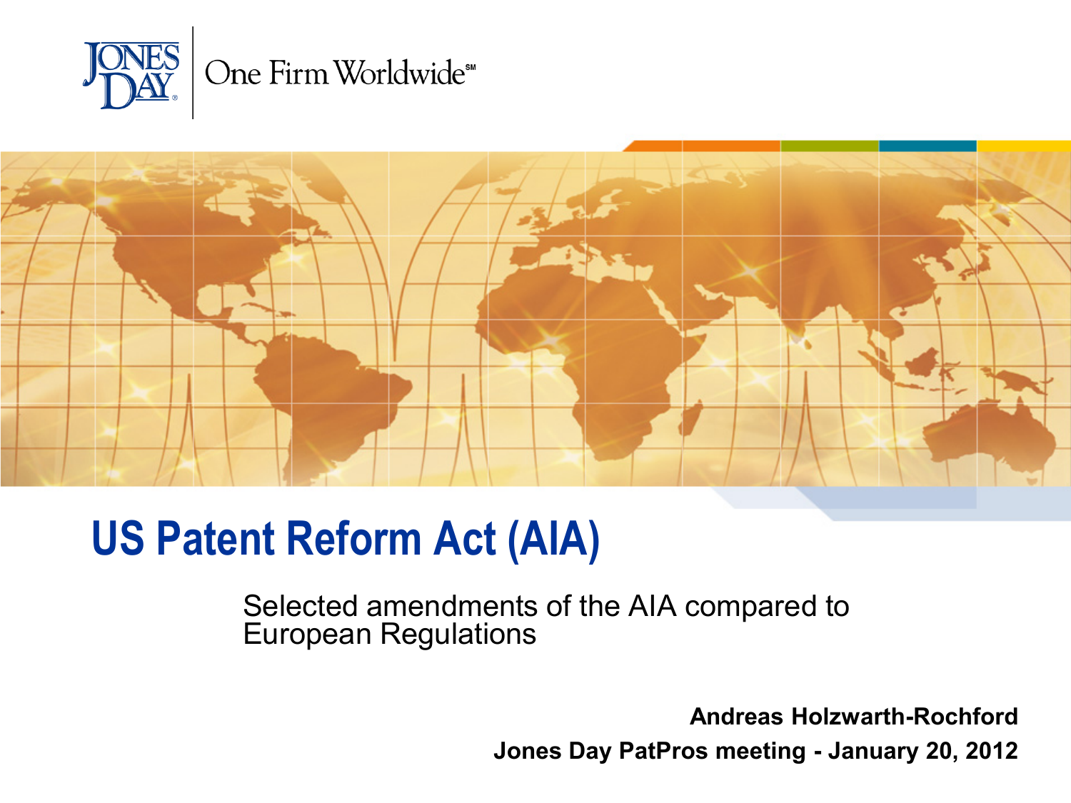JONES DAY | One Firm Worldwide℠

# US Patent Reform Act (AIA)

Selected amendments of the AIA compared to European Regulations

**Andreas Holzwarth-Rochford**

**Jones Day PatPros meeting - January 20, 2012**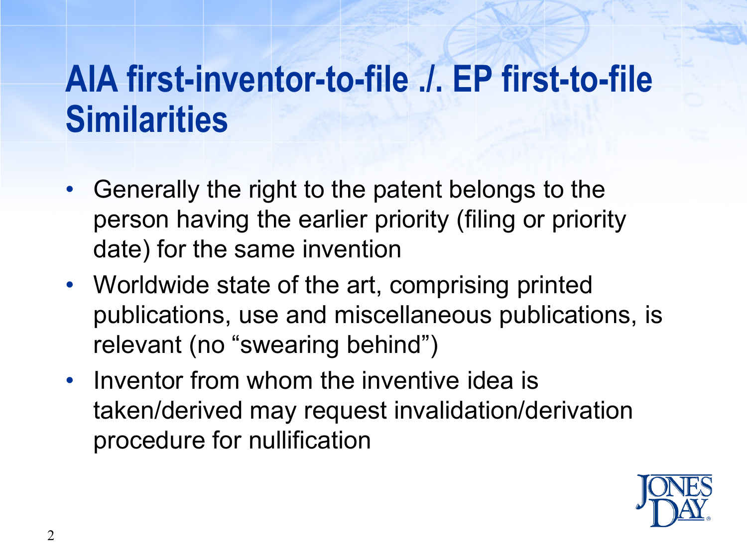# AIA first-inventor-to-file ./. EP first-to-file Similarities

- Generally the right to the patent belongs to the person having the earlier priority (filing or priority date) for the same invention
- Worldwide state of the art, comprising printed publications, use and miscellaneous publications, is relevant (no “swearing behind”)
- Inventor from whom the inventive idea is taken/derived may request invalidation/derivation procedure for nullification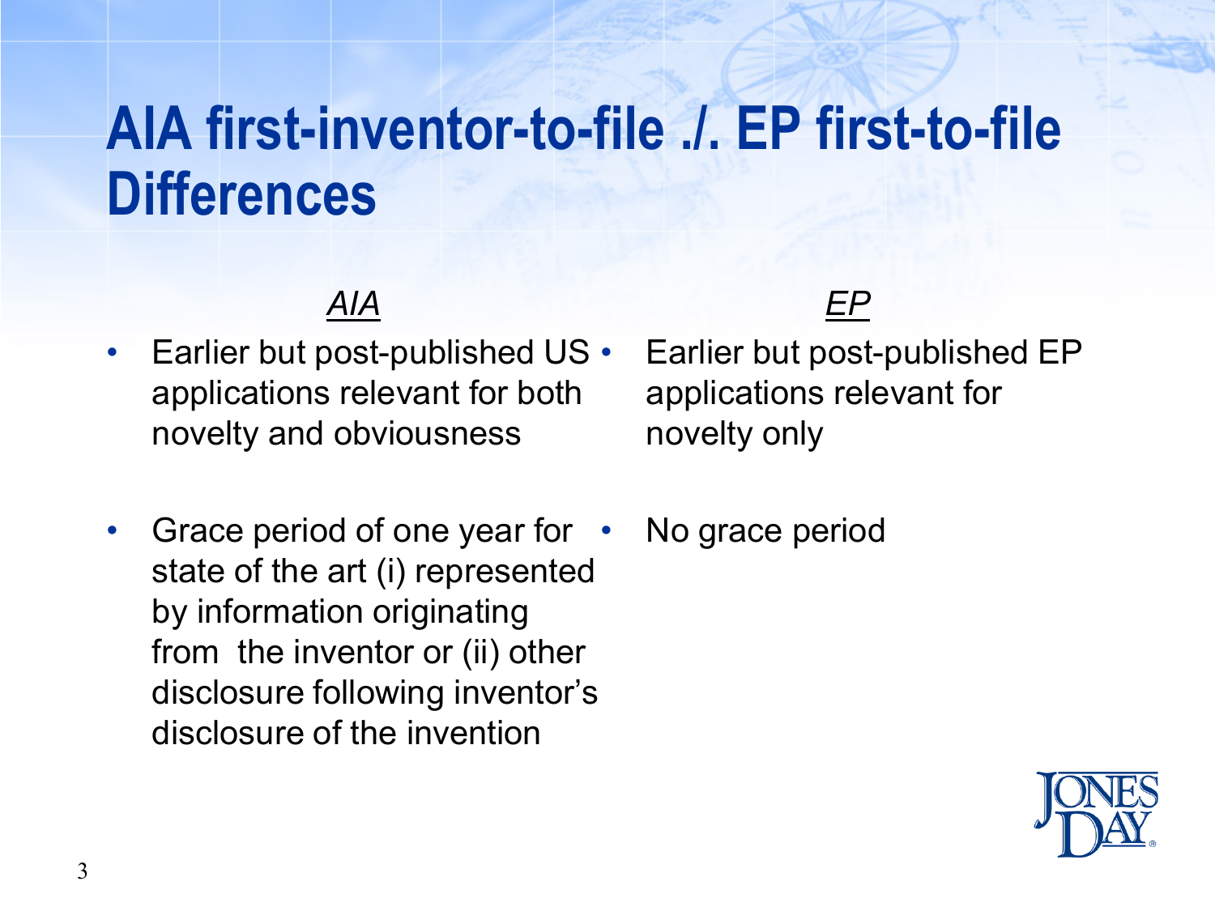# AIA first-inventor-to-file ./. EP first-to-file Differences

| *AIA* | *EP* |
| --- | --- |
| Earlier but post-published US applications relevant for both novelty and obviousness | Earlier but post-published EP applications relevant for novelty only |
| Grace period of one year for state of the art (i) represented by information originating from the inventor or (ii) other disclosure following inventor's disclosure of the invention | No grace period |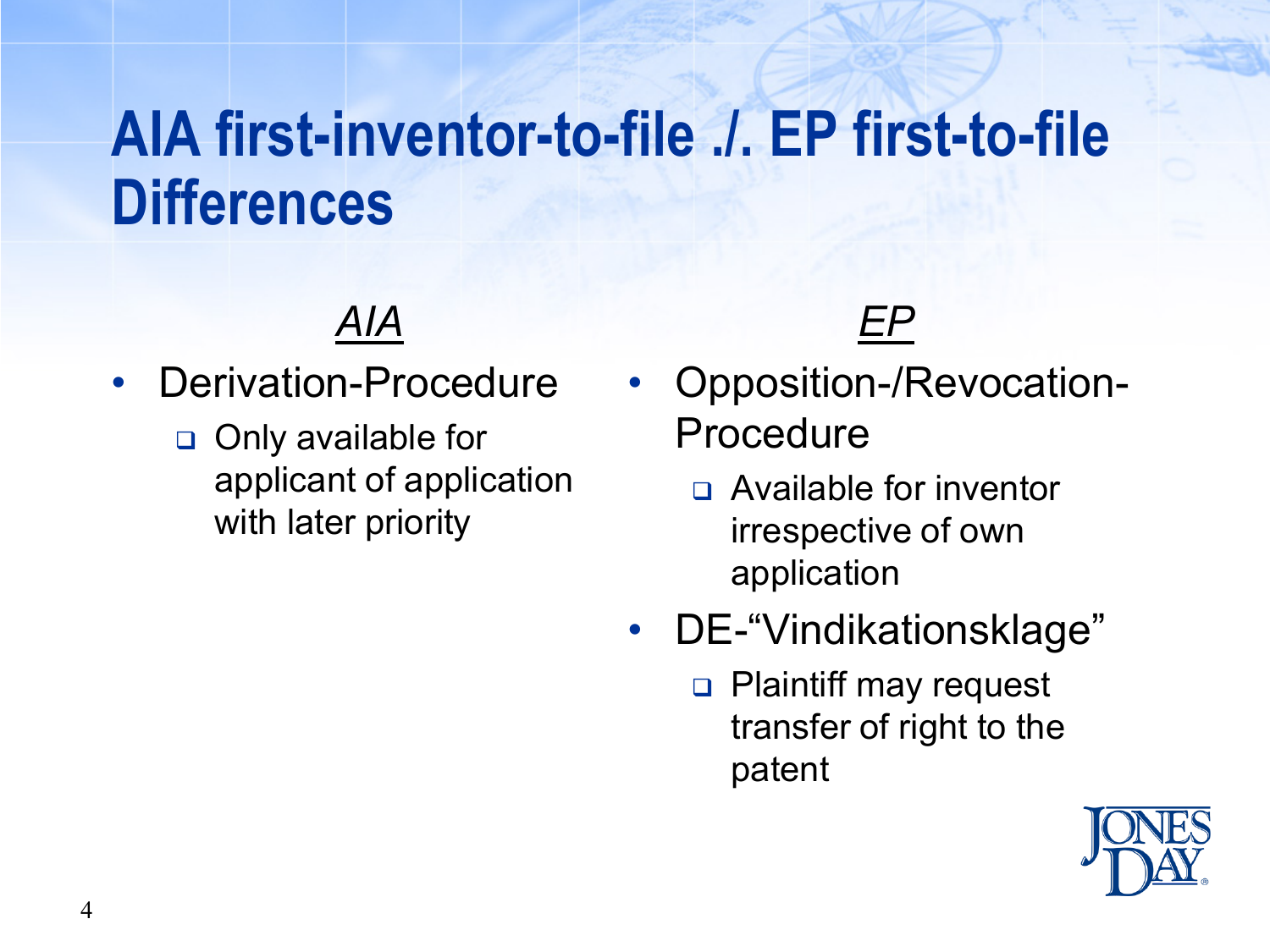# AIA first-inventor-to-file ./. EP first-to-file Differences

*AIA*

- Derivation-Procedure
  - Only available for applicant of application with later priority

*EP*

- Opposition-/Revocation-Procedure
  - Available for inventor irrespective of own application
- DE-"Vindikationsklage"
  - Plaintiff may request transfer of right to the patent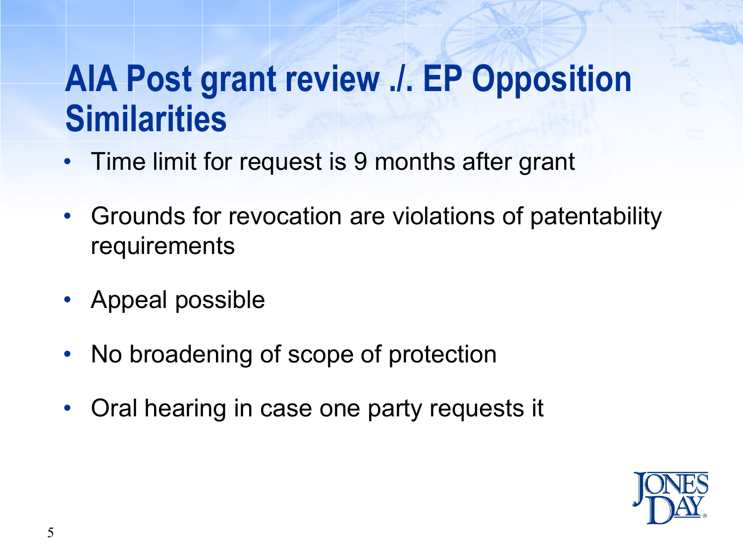# AIA Post grant review ./. EP Opposition Similarities

- Time limit for request is 9 months after grant
- Grounds for revocation are violations of patentability requirements
- Appeal possible
- No broadening of scope of protection
- Oral hearing in case one party requests it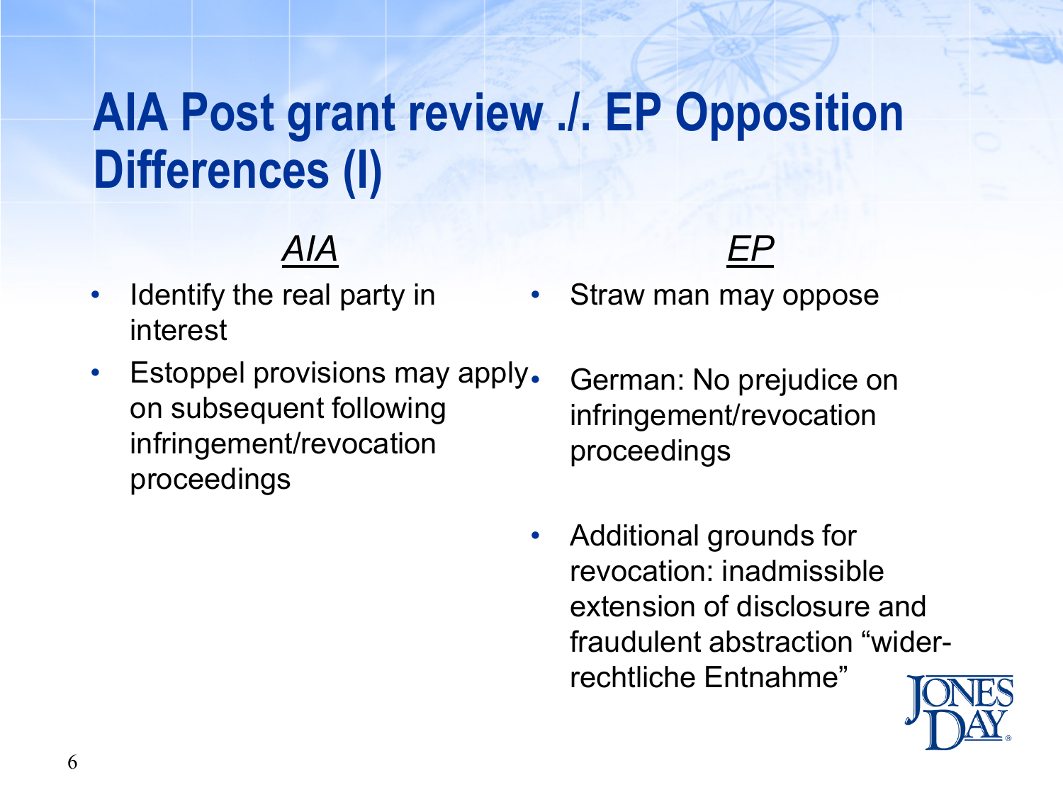# AIA Post grant review ./. EP Opposition Differences (I)

## *AIA*

- Identify the real party in interest
- Estoppel provisions may apply on subsequent following infringement/revocation proceedings

## *EP*

- Straw man may oppose
- German: No prejudice on infringement/revocation proceedings
- Additional grounds for revocation: inadmissible extension of disclosure and fraudulent abstraction “wider-rechtliche Entnahme”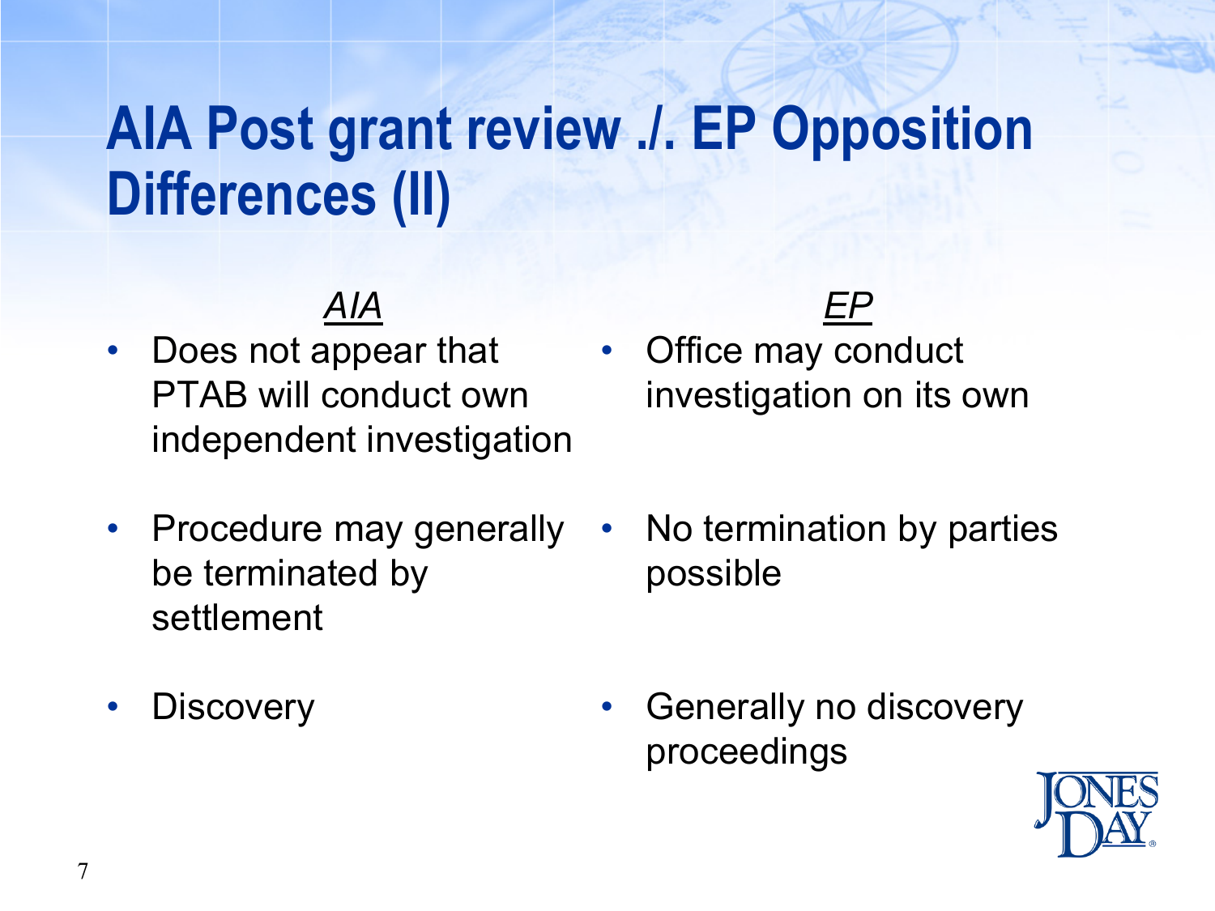# AIA Post grant review ./. EP Opposition Differences (II)

| *AIA* | *EP* |
| --- | --- |
| • Does not appear that PTAB will conduct own independent investigation | • Office may conduct investigation on its own |
| • Procedure may generally be terminated by settlement | • No termination by parties possible |
| • Discovery | • Generally no discovery proceedings |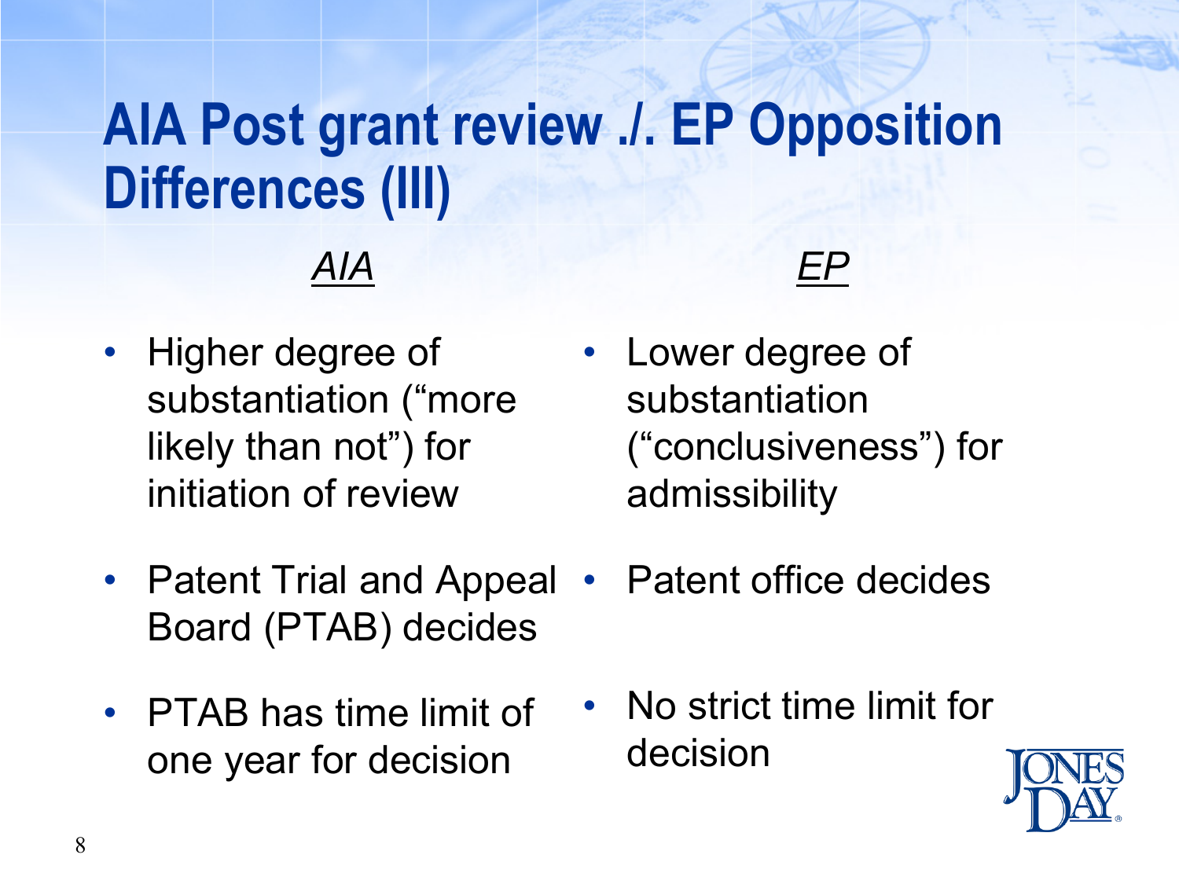# AIA Post grant review ./. EP Opposition Differences (III)

| *AIA* | *EP* |
| --- | --- |
| Higher degree of substantiation (“more likely than not”) for initiation of review | Lower degree of substantiation (“conclusiveness”) for admissibility |
| Patent Trial and Appeal Board (PTAB) decides | Patent office decides |
| PTAB has time limit of one year for decision | No strict time limit for decision |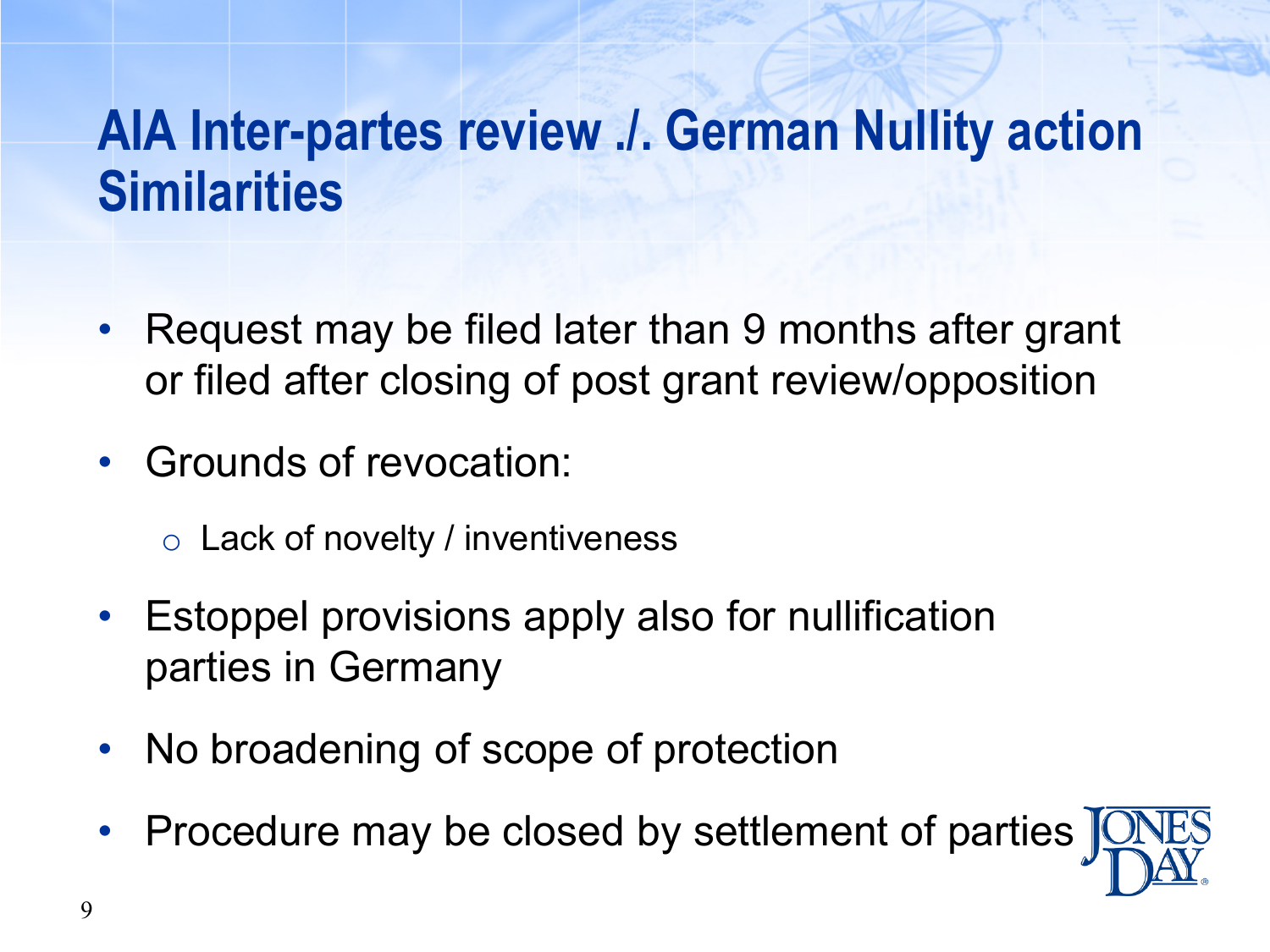# AIA Inter-partes review ./. German Nullity action Similarities

- Request may be filed later than 9 months after grant or filed after closing of post grant review/opposition
- Grounds of revocation:
  - Lack of novelty / inventiveness
- Estoppel provisions apply also for nullification parties in Germany
- No broadening of scope of protection
- Procedure may be closed by settlement of parties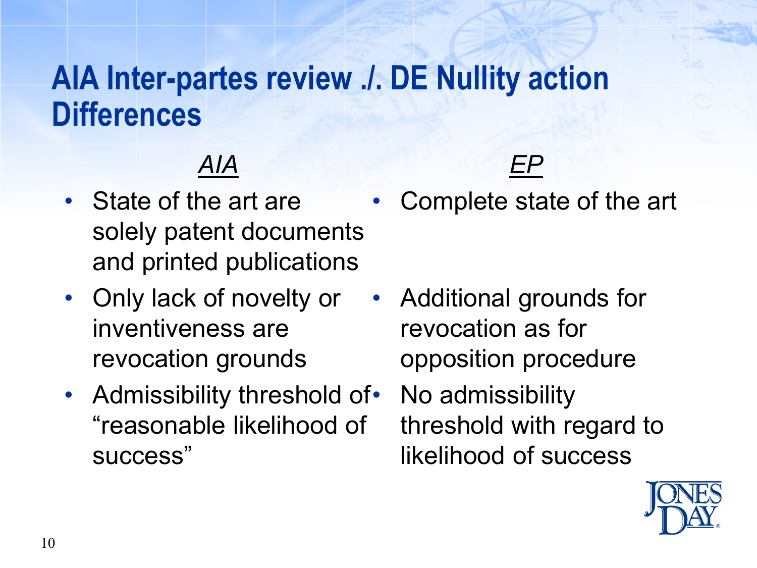# AIA Inter-partes review ./. DE Nullity action Differences

| *AIA* | *EP* |
| --- | --- |
| State of the art are solely patent documents and printed publications | Complete state of the art |
| Only lack of novelty or inventiveness are revocation grounds | Additional grounds for revocation as for opposition procedure |
| Admissibility threshold of "reasonable likelihood of success" | No admissibility threshold with regard to likelihood of success |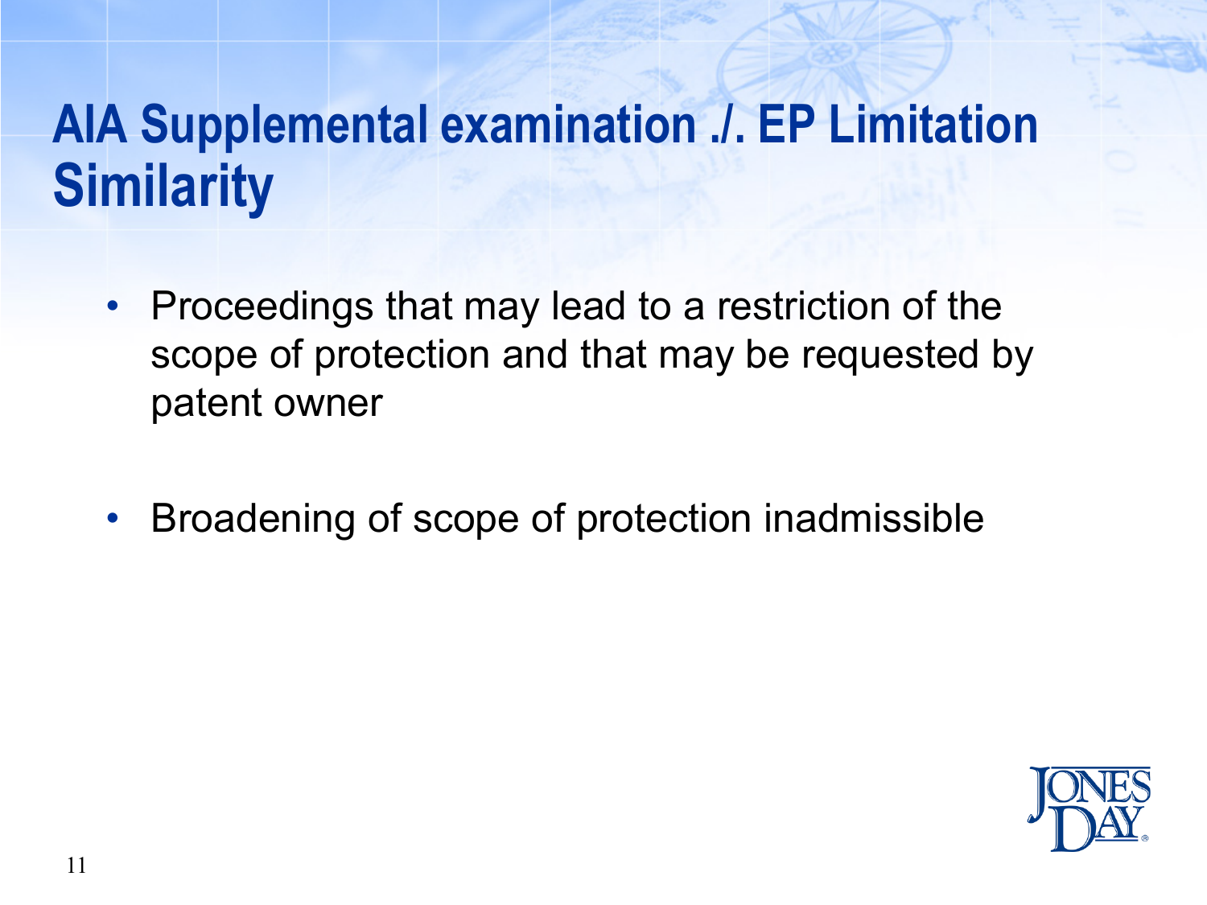# AIA Supplemental examination ./. EP Limitation Similarity

- Proceedings that may lead to a restriction of the scope of protection and that may be requested by patent owner
- Broadening of scope of protection inadmissible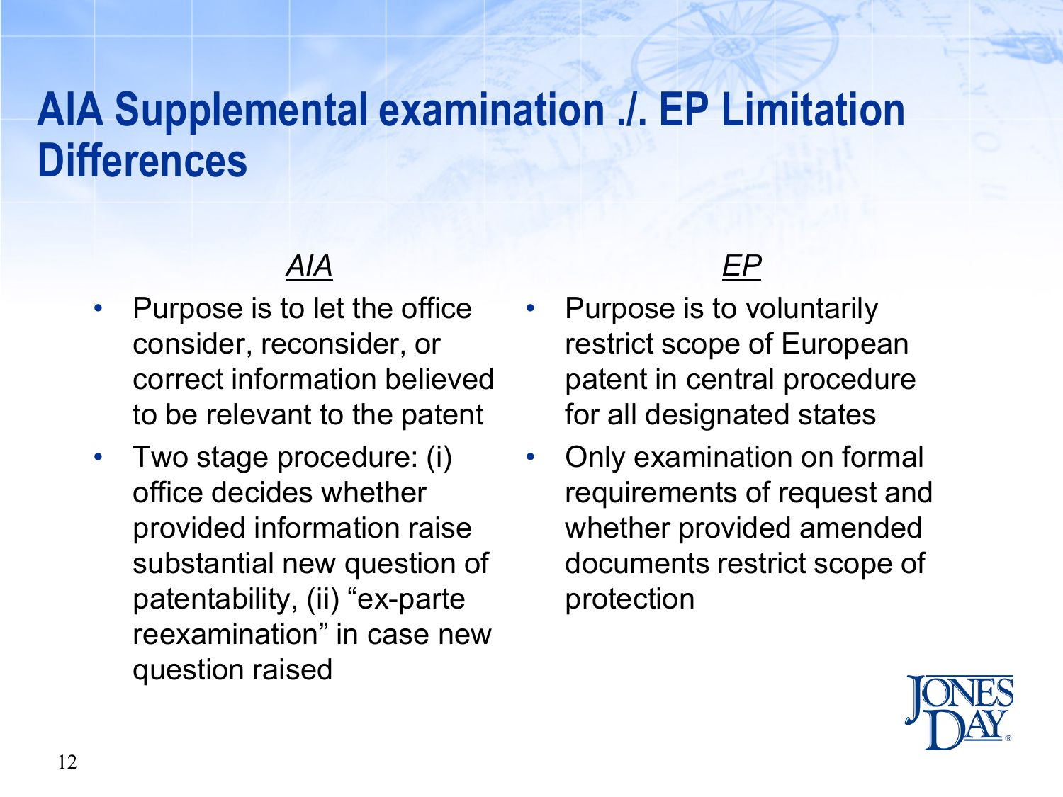# AIA Supplemental examination ./. EP Limitation Differences

*AIA*

- Purpose is to let the office consider, reconsider, or correct information believed to be relevant to the patent
- Two stage procedure: (i) office decides whether provided information raise substantial new question of patentability, (ii) "ex-parte reexamination" in case new question raised

*EP*

- Purpose is to voluntarily restrict scope of European patent in central procedure for all designated states
- Only examination on formal requirements of request and whether provided amended documents restrict scope of protection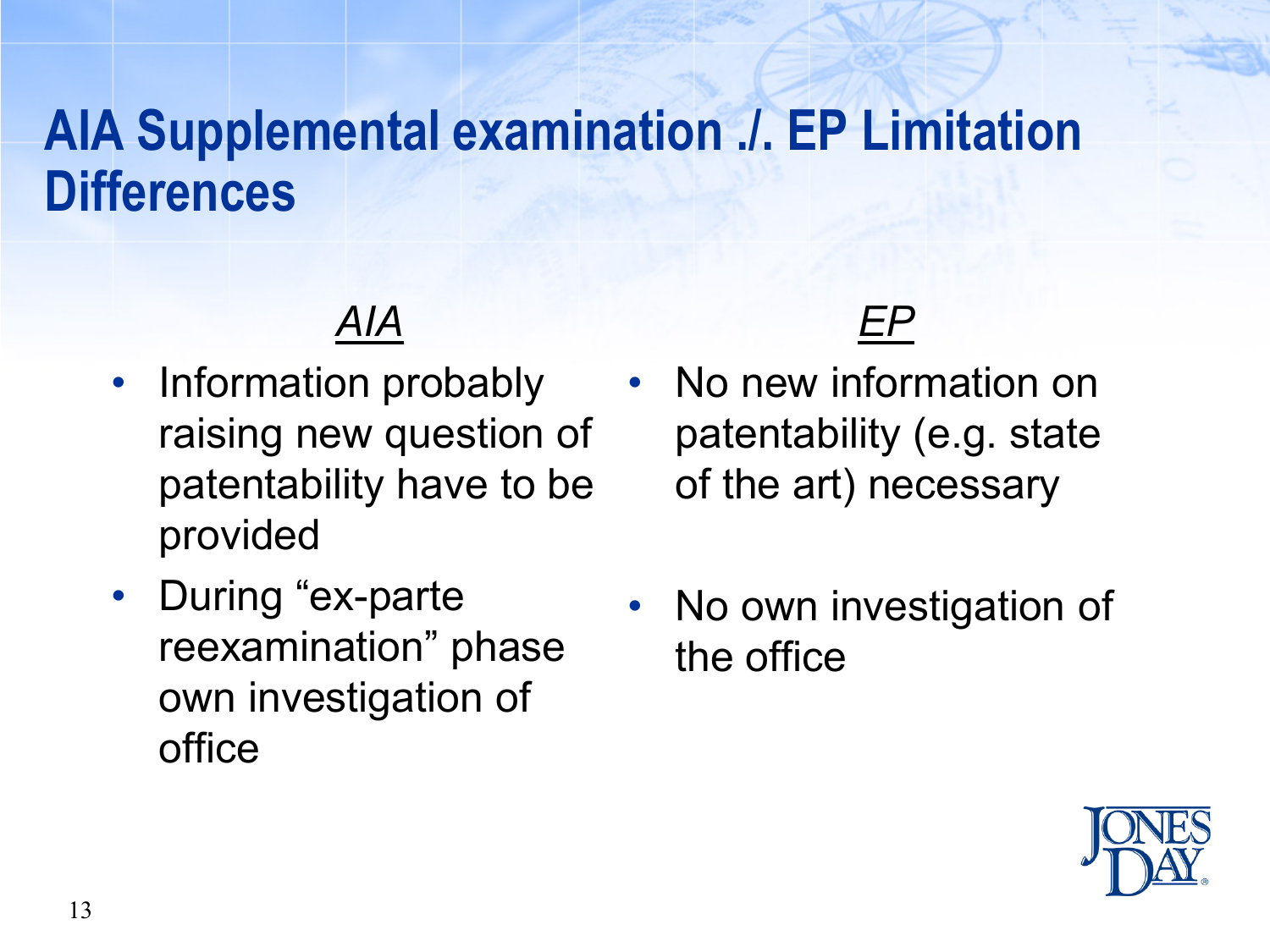# AIA Supplemental examination ./. EP Limitation Differences

*AIA*

- Information probably raising new question of patentability have to be provided
- During "ex-parte reexamination" phase own investigation of office

*EP*

- No new information on patentability (e.g. state of the art) necessary
- No own investigation of the office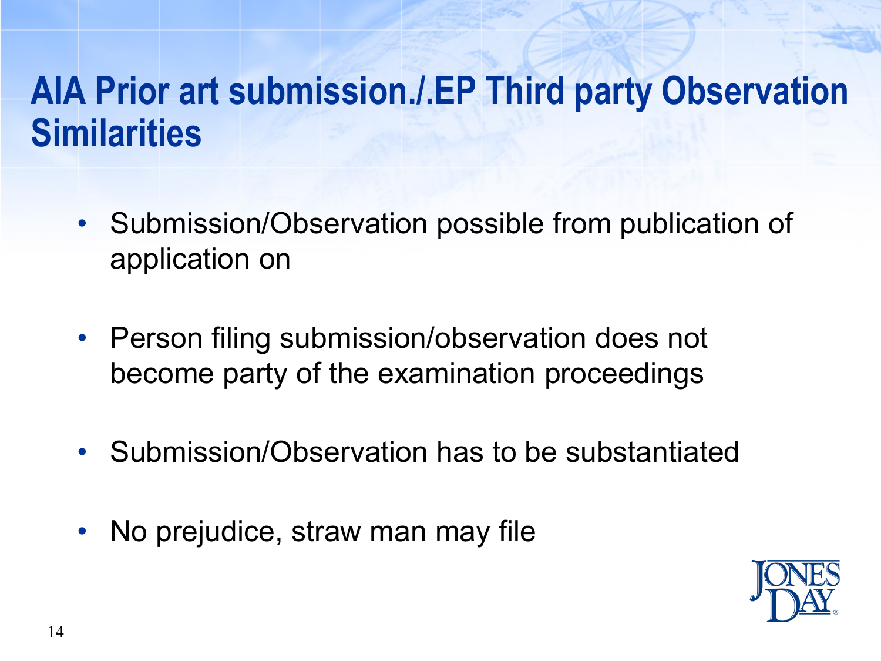# AIA Prior art submission./.EP Third party Observation Similarities

- Submission/Observation possible from publication of application on
- Person filing submission/observation does not become party of the examination proceedings
- Submission/Observation has to be substantiated
- No prejudice, straw man may file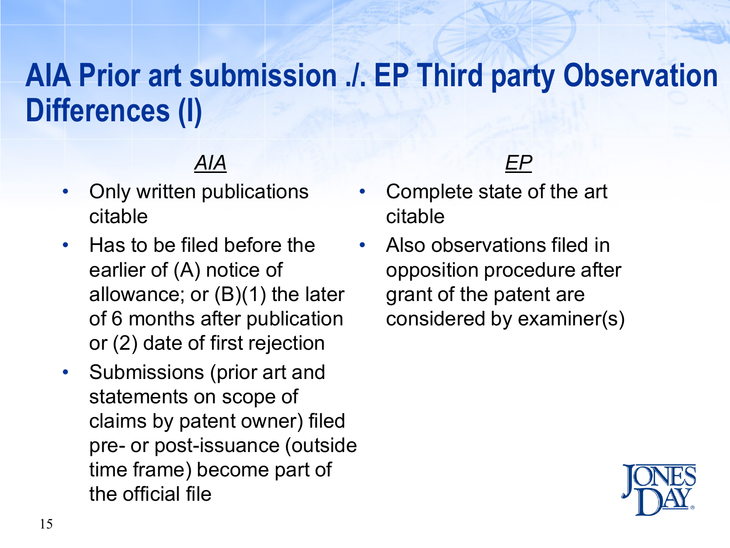# AIA Prior art submission ./. EP Third party Observation Differences (I)

*AIA*

- Only written publications citable
- Has to be filed before the earlier of (A) notice of allowance; or (B)(1) the later of 6 months after publication or (2) date of first rejection
- Submissions (prior art and statements on scope of claims by patent owner) filed pre- or post-issuance (outside time frame) become part of the official file

*EP*

- Complete state of the art citable
- Also observations filed in opposition procedure after grant of the patent are considered by examiner(s)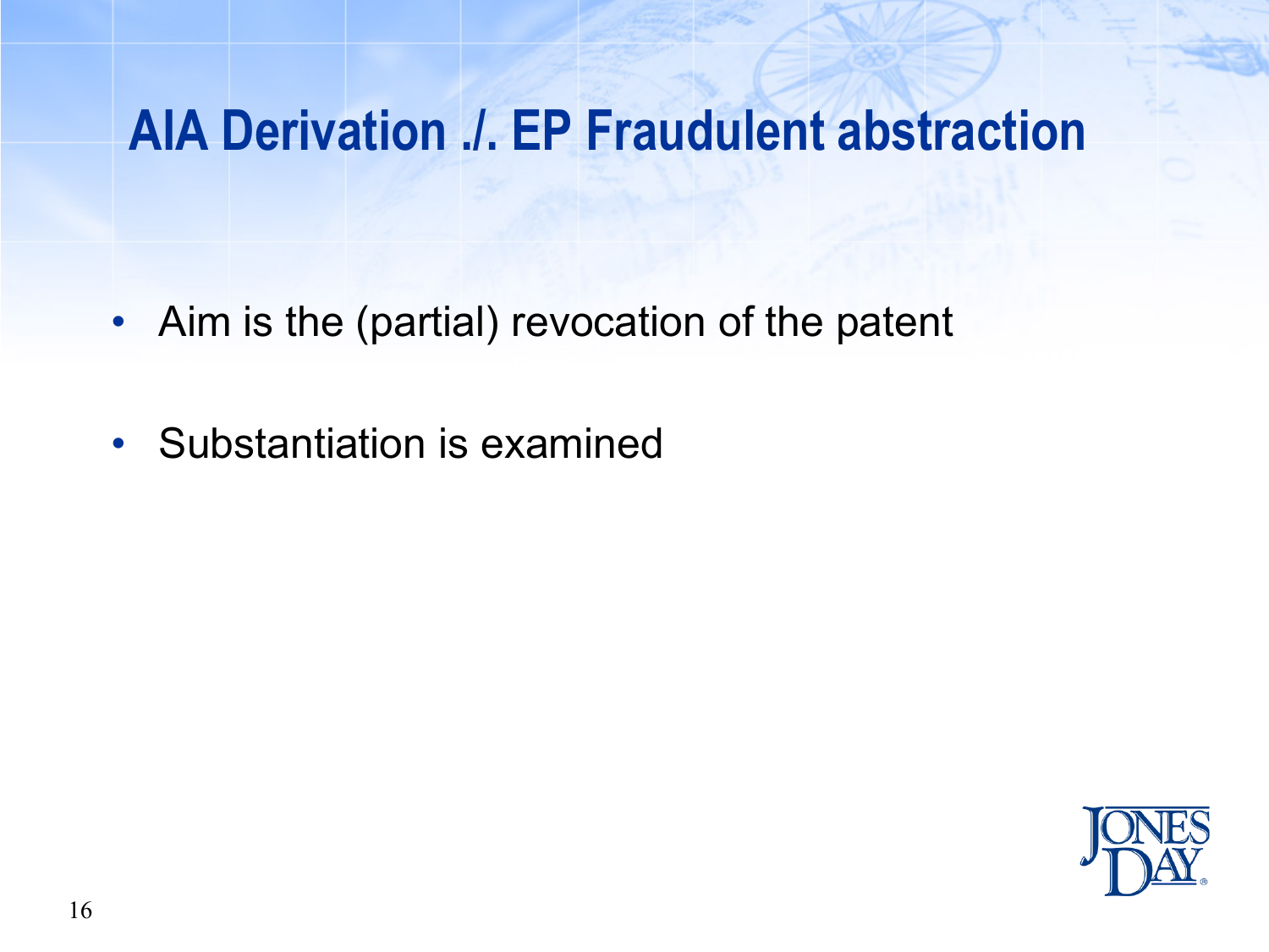# AIA Derivation ./. EP Fraudulent abstraction

- Aim is the (partial) revocation of the patent
- Substantiation is examined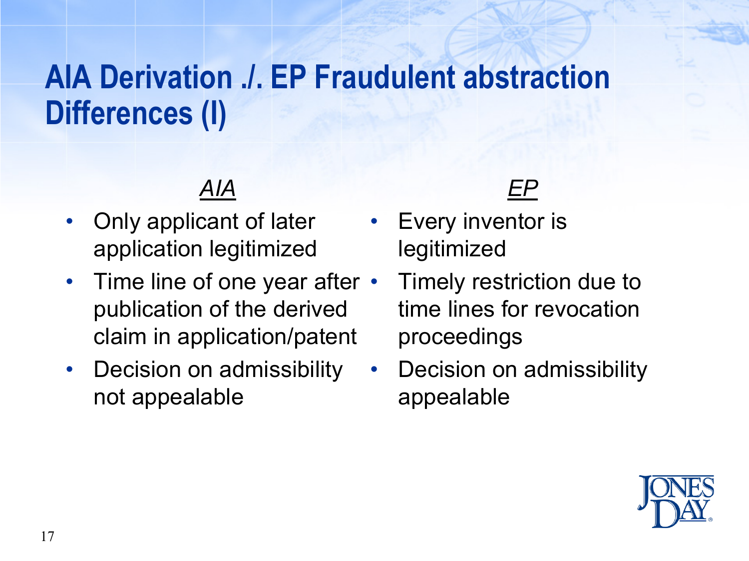# AIA Derivation ./. EP Fraudulent abstraction Differences (I)

| *AIA* | *EP* |
| --- | --- |
| Only applicant of later application legitimized | Every inventor is legitimized |
| Time line of one year after publication of the derived claim in application/patent | Timely restriction due to time lines for revocation proceedings |
| Decision on admissibility not appealable | Decision on admissibility appealable |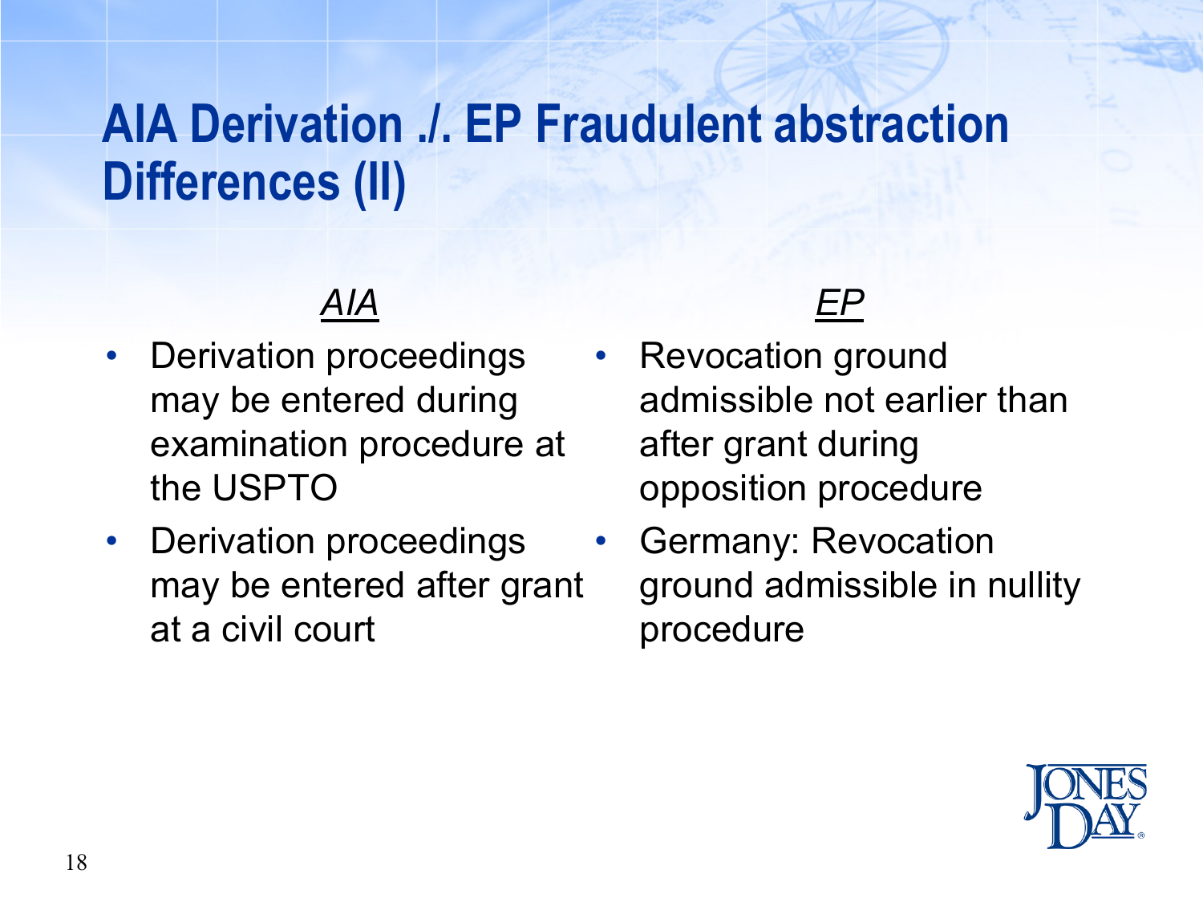# AIA Derivation ./. EP Fraudulent abstraction Differences (II)

*AIA*

- Derivation proceedings may be entered during examination procedure at the USPTO
- Derivation proceedings may be entered after grant at a civil court

*EP*

- Revocation ground admissible not earlier than after grant during opposition procedure
- Germany: Revocation ground admissible in nullity procedure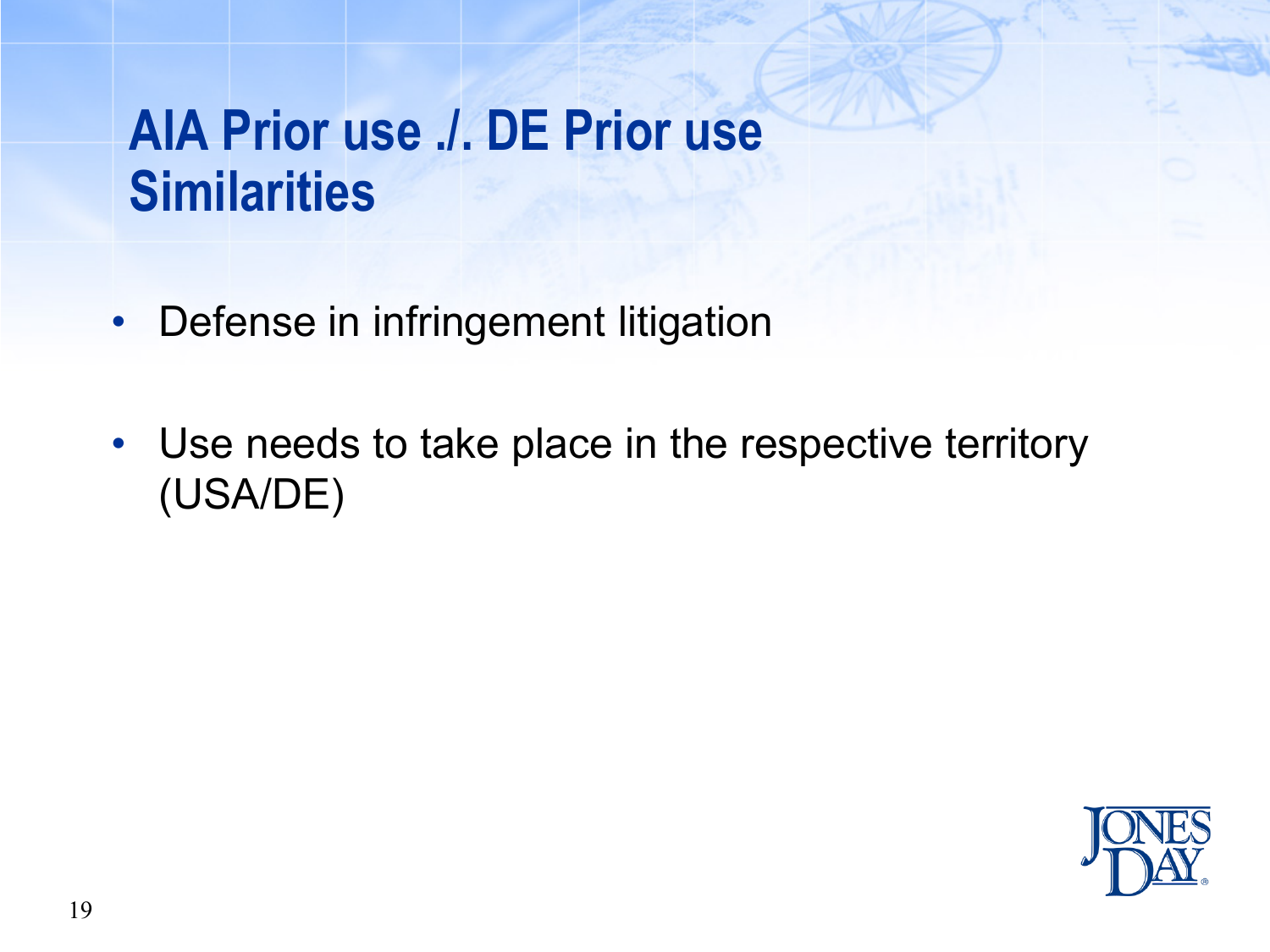# AIA Prior use ./. DE Prior use
# Similarities

- Defense in infringement litigation
- Use needs to take place in the respective territory (USA/DE)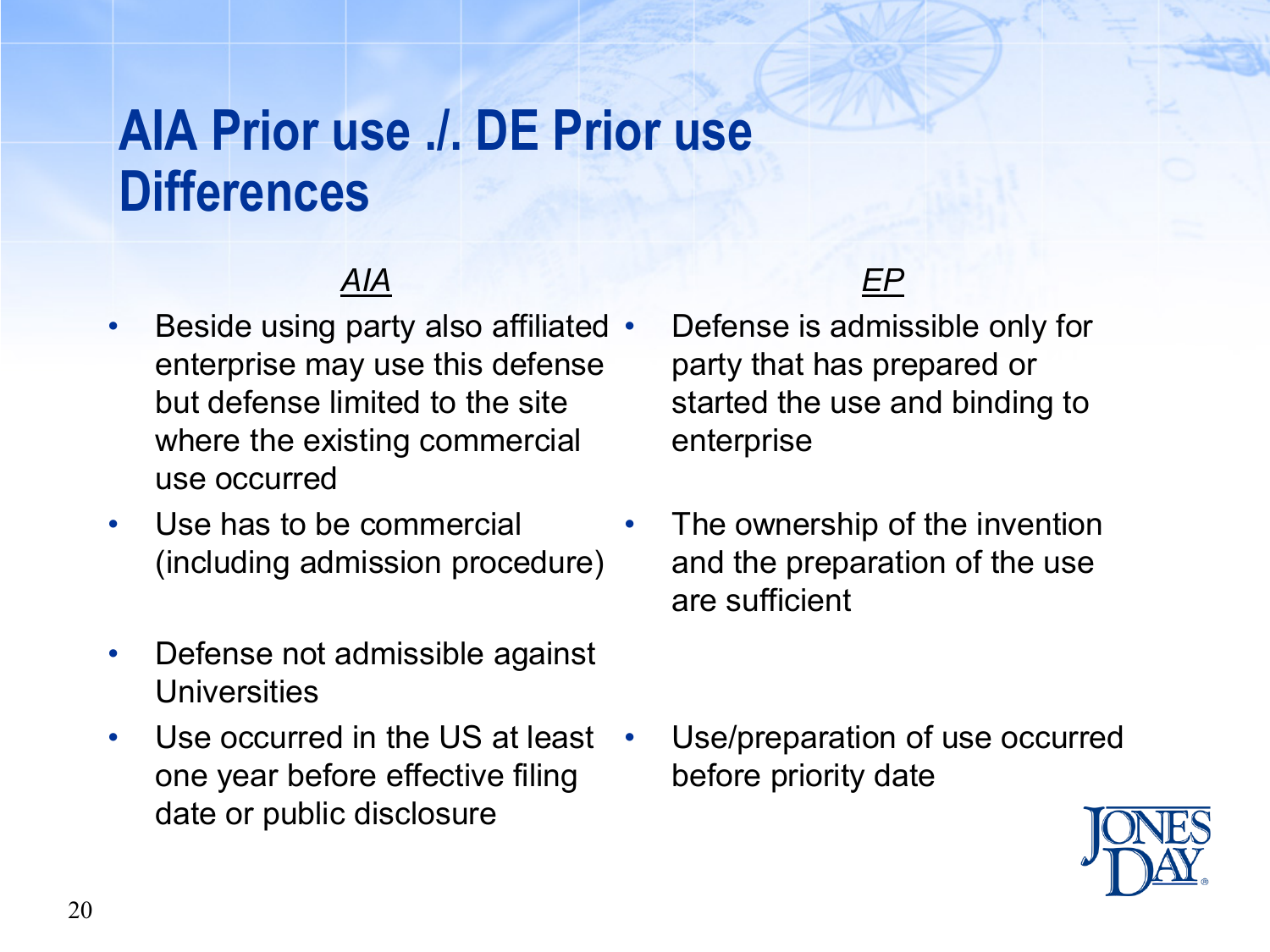# AIA Prior use ./. DE Prior use Differences

| *AIA* | *EP* |
| --- | --- |
| • Beside using party also affiliated enterprise may use this defense but defense limited to the site where the existing commercial use occurred | • Defense is admissible only for party that has prepared or started the use and binding to enterprise |
| • Use has to be commercial (including admission procedure) | • The ownership of the invention and the preparation of the use are sufficient |
| • Defense not admissible against Universities | |
| • Use occurred in the US at least one year before effective filing date or public disclosure | • Use/preparation of use occurred before priority date |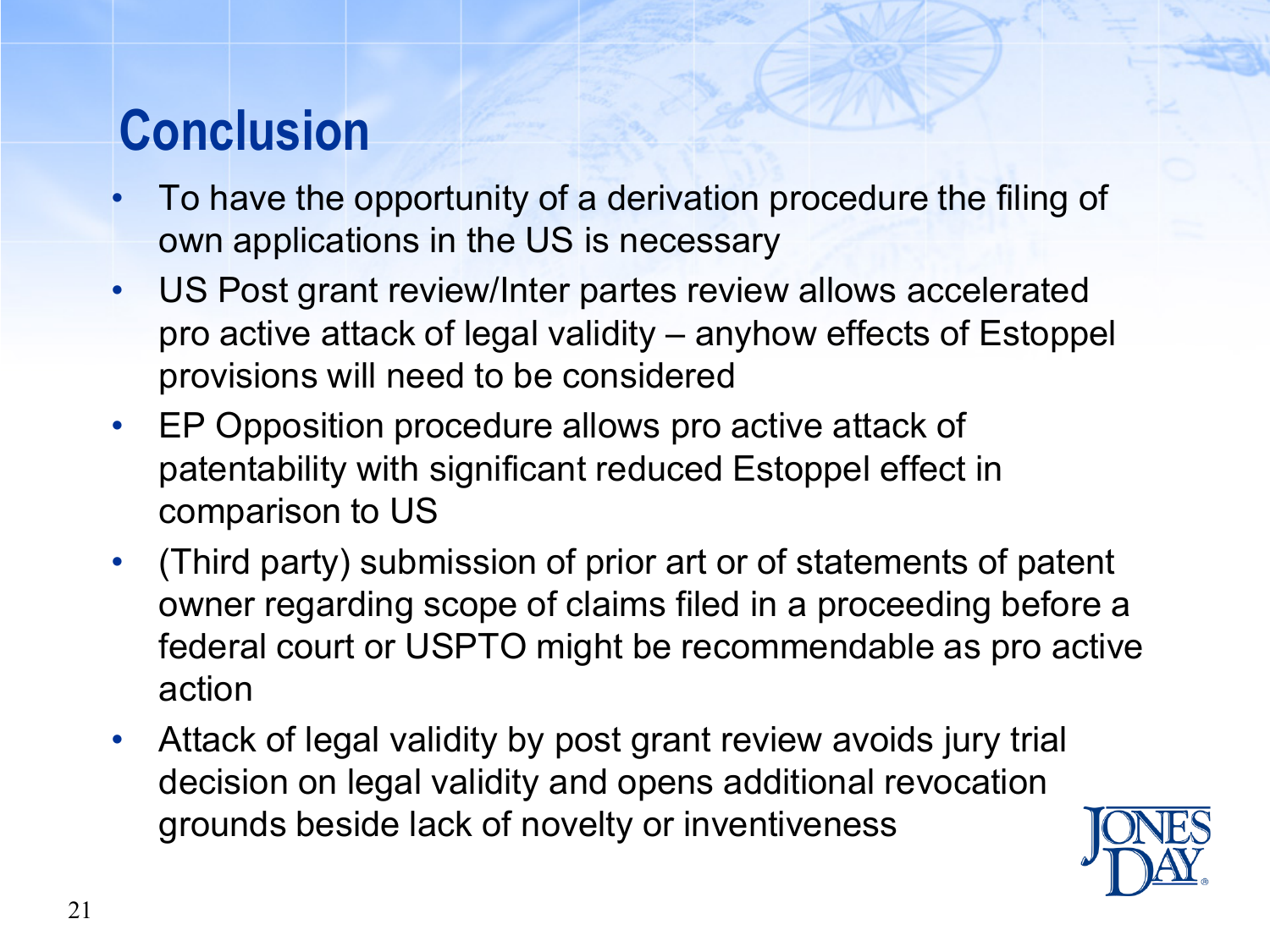# Conclusion

- To have the opportunity of a derivation procedure the filing of own applications in the US is necessary
- US Post grant review/Inter partes review allows accelerated pro active attack of legal validity – anyhow effects of Estoppel provisions will need to be considered
- EP Opposition procedure allows pro active attack of patentability with significant reduced Estoppel effect in comparison to US
- (Third party) submission of prior art or of statements of patent owner regarding scope of claims filed in a proceeding before a federal court or USPTO might be recommendable as pro active action
- Attack of legal validity by post grant review avoids jury trial decision on legal validity and opens additional revocation grounds beside lack of novelty or inventiveness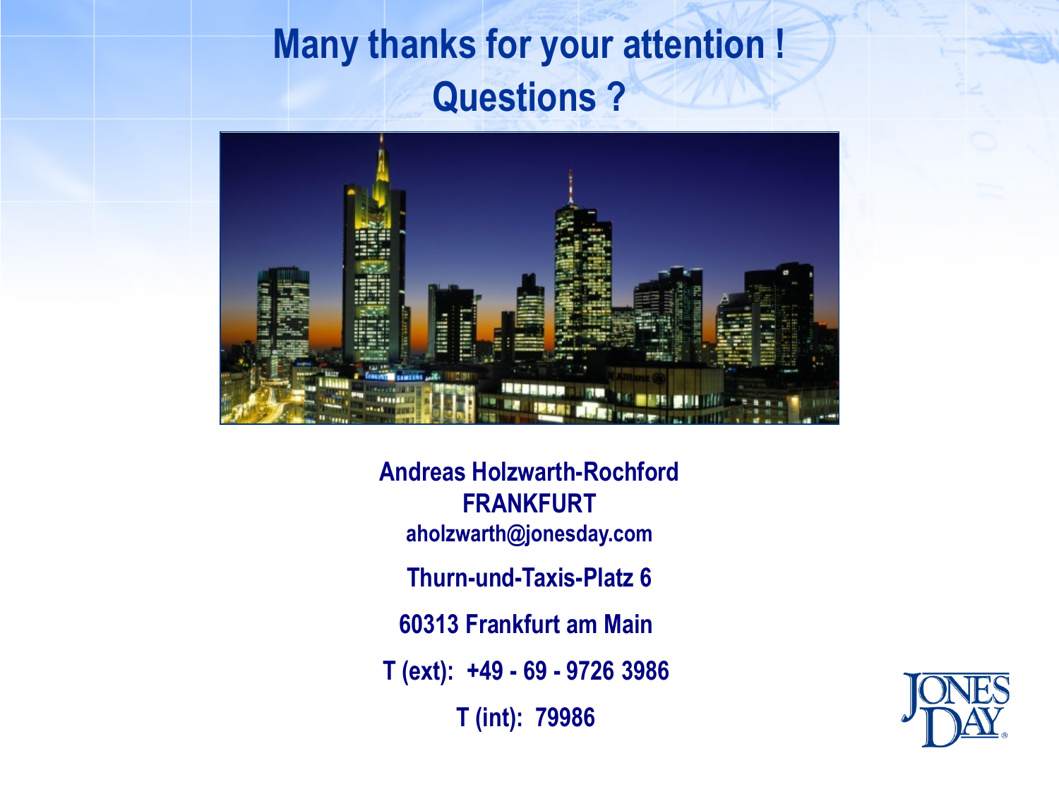# Many thanks for your attention !
# Questions ?

**Andreas Holzwarth-Rochford**
**FRANKFURT**
**aholzwarth@jonesday.com**

**Thurn-und-Taxis-Platz 6**

**60313 Frankfurt am Main**

**T (ext): +49 - 69 - 9726 3986**

**T (int): 79986**